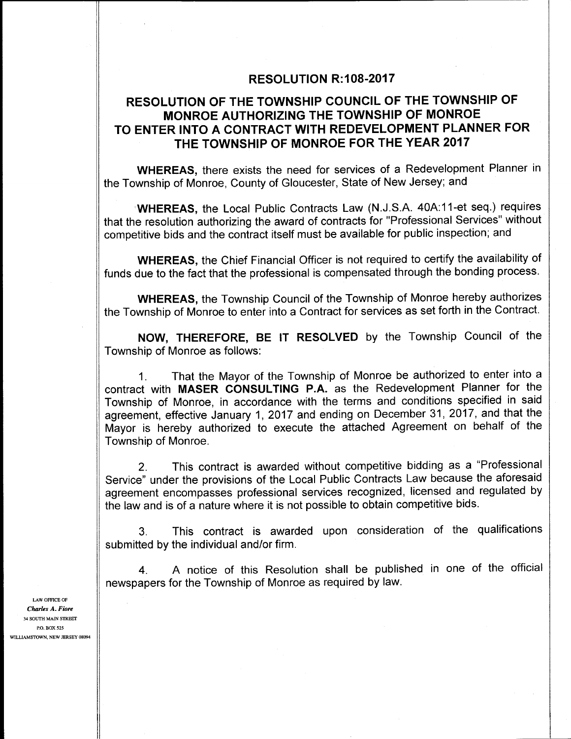# RESOLUTION R:108-2017

## RESOLUTION OF THE TOWNSHIP COUNCIL OF THE TOWNSHIP OF MONROE AUTHORIZING THE TOWNSHIP OF MONROE TO ENTER INTO A CONTRACT WITH REDEVELOPMENT PLANNER FOR THE TOWNSHIP OF MONROE FOR THE YEAR 2017

**WHEREAS,** there exists the need for services of a Redevelopment Planner in the Township of Monroe, County of Gloucester, State of New Jersey; and

**WHEREAS,** the Local Public Contracts Law (N.J.S.A. 40A:11-et seq.) requires that the resolution authorizing the award of contracts for "Professional Services" without competitive bids and the contract itself must be available for public inspection; and

**WHEREAS,** the Chief Financial Officer is not required to certify the availability of funds due to the fact that the professional is compensated through the bonding process.

**WHEREAS,** the Township Council of the Township of Monroe hereby authorizes the Township of Monroe to enter into a Contract for services as set forth in the Contract.

**NOW, THEREFORE, BE IT RESOLVED** by the Township Council of the Township of Monroe as follows:

1. That the Mayor of the Township of Monroe be authorized to enter into a contract with **MASER CONSULTING P.A.** as the Redevelopment Planner for the Township of Monroe, in accordance with the terms and conditions specified in said agreement, effective January 1, 2017 and ending on December 31, 2017, and that the Mayor is hereby authorized to execute the attached Agreement on behalf of the Township of Monroe.

2. This contract is awarded without competitive bidding as a "Professional Service" under the provisions of the Local Public Contracts Law because the aforesaid agreement encompasses professional services recognized, licensed and regulated by the law and is of a nature where it is not possible to obtain competitive bids.

3. This contract is awarded upon consideration of the qualifications submitted by the individual and/or firm.

4. A notice of this Resolution shall be published in one of the official newspapers for the Township of Monroe as required by law.

LAW OFFICE OF
*Charles A. Fiore*
34 SOUTH MAIN STREET
P.O. BOX 525
WILLIAMSTOWN, NEW JERSEY 08094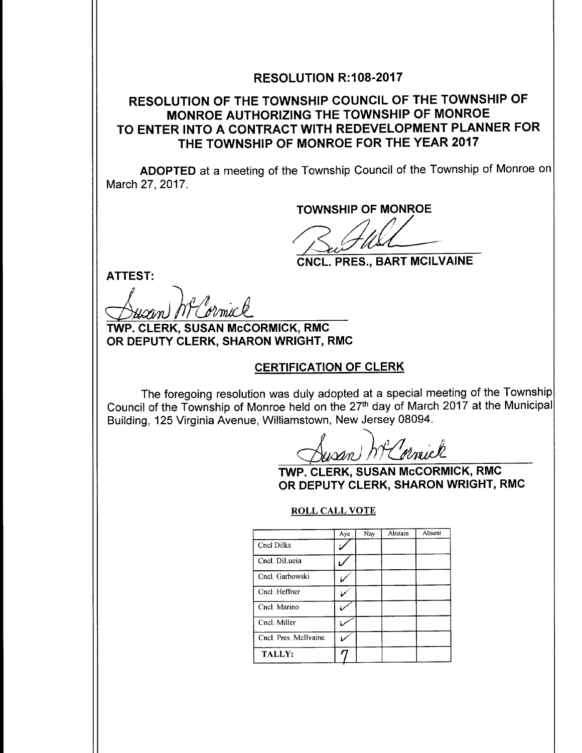# RESOLUTION R:108-2017

## RESOLUTION OF THE TOWNSHIP COUNCIL OF THE TOWNSHIP OF MONROE AUTHORIZING THE TOWNSHIP OF MONROE TO ENTER INTO A CONTRACT WITH REDEVELOPMENT PLANNER FOR THE TOWNSHIP OF MONROE FOR THE YEAR 2017

**ADOPTED** at a meeting of the Township Council of the Township of Monroe on March 27, 2017.

**TOWNSHIP OF MONROE**

**CNCL. PRES., BART MCILVAINE**

**ATTEST:**

**TWP. CLERK, SUSAN McCORMICK, RMC**
**OR DEPUTY CLERK, SHARON WRIGHT, RMC**

### CERTIFICATION OF CLERK

The foregoing resolution was duly adopted at a special meeting of the Township Council of the Township of Monroe held on the 27th day of March 2017 at the Municipal Building, 125 Virginia Avenue, Williamstown, New Jersey 08094.

**TWP. CLERK, SUSAN McCORMICK, RMC**
**OR DEPUTY CLERK, SHARON WRIGHT, RMC**

**ROLL CALL VOTE**

| | Aye | Nay | Abstain | Absent |
|---|---|---|---|---|
| Cncl Dilks | ✓ | | | |
| Cncl. DiLucia | ✓ | | | |
| Cncl. Garbowski | ✓ | | | |
| Cncl .Heffner | ✓ | | | |
| Cncl. Marino | ✓ | | | |
| Cncl. Miller | ✓ | | | |
| Cncl. Pres. McIlvaine | ✓ | | | |
| TALLY: | 7 | | | |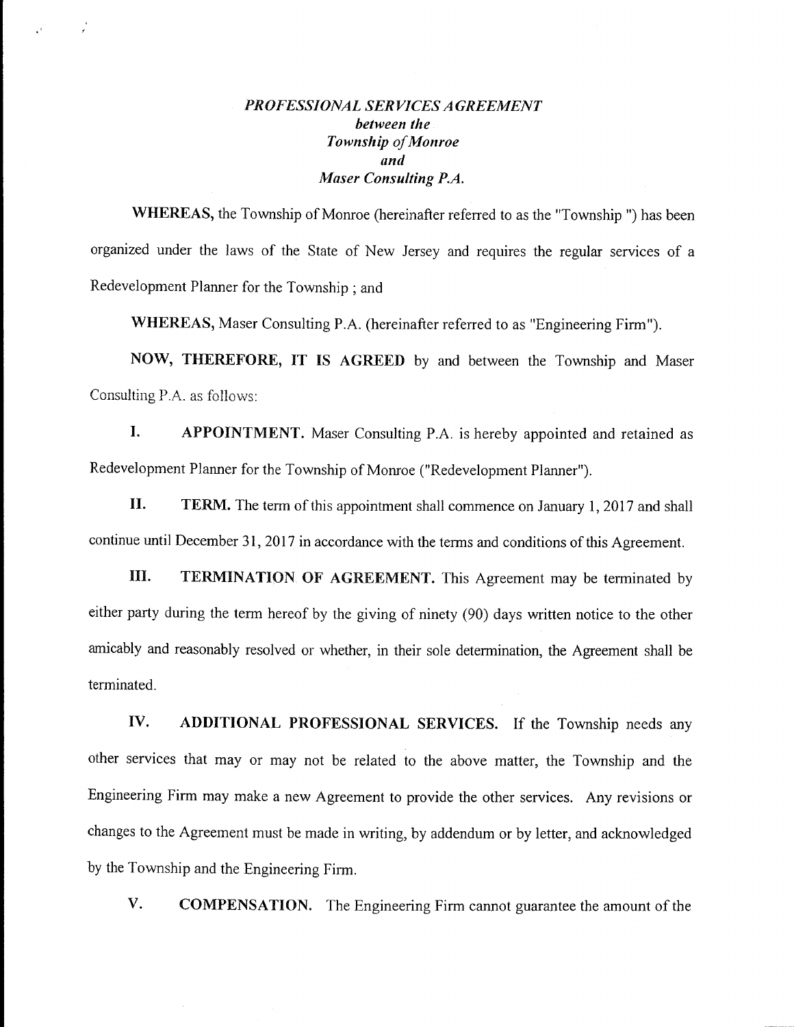***PROFESSIONAL SERVICES AGREEMENT***
***between the***
***Township of Monroe***
***and***
***Maser Consulting P.A.***

**WHEREAS,** the Township of Monroe (hereinafter referred to as the "Township ") has been organized under the laws of the State of New Jersey and requires the regular services of a Redevelopment Planner for the Township ; and

**WHEREAS,** Maser Consulting P.A. (hereinafter referred to as "Engineering Firm").

**NOW, THEREFORE, IT IS AGREED** by and between the Township and Maser Consulting P.A. as follows:

**I. APPOINTMENT.** Maser Consulting P.A. is hereby appointed and retained as Redevelopment Planner for the Township of Monroe ("Redevelopment Planner").

**II. TERM.** The term of this appointment shall commence on January 1, 2017 and shall continue until December 31, 2017 in accordance with the terms and conditions of this Agreement.

**III. TERMINATION OF AGREEMENT.** This Agreement may be terminated by either party during the term hereof by the giving of ninety (90) days written notice to the other amicably and reasonably resolved or whether, in their sole determination, the Agreement shall be terminated.

**IV. ADDITIONAL PROFESSIONAL SERVICES.** If the Township needs any other services that may or may not be related to the above matter, the Township and the Engineering Firm may make a new Agreement to provide the other services. Any revisions or changes to the Agreement must be made in writing, by addendum or by letter, and acknowledged by the Township and the Engineering Firm.

**V. COMPENSATION.** The Engineering Firm cannot guarantee the amount of the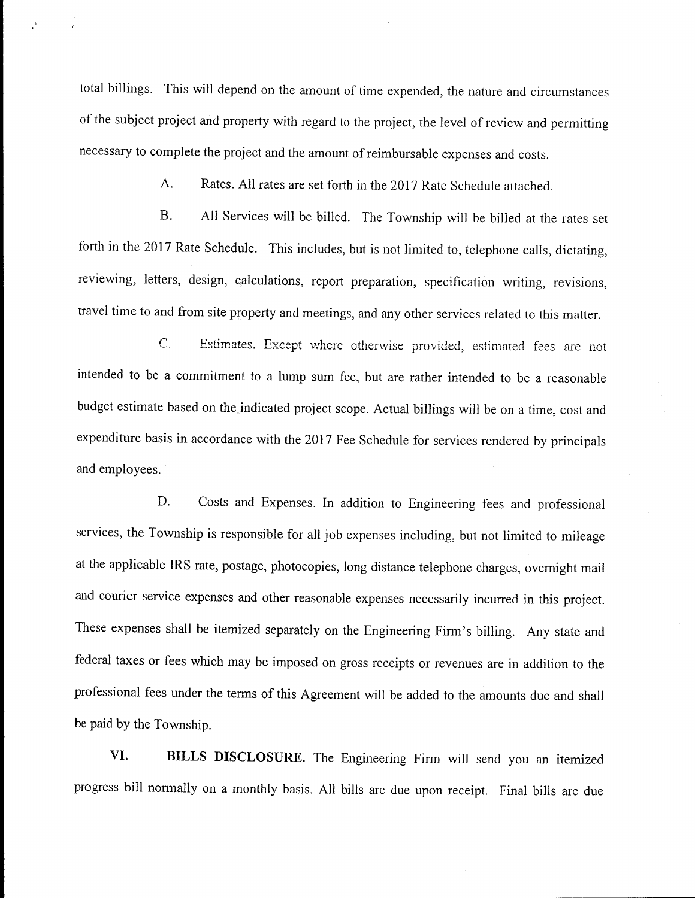total billings. This will depend on the amount of time expended, the nature and circumstances of the subject project and property with regard to the project, the level of review and permitting necessary to complete the project and the amount of reimbursable expenses and costs.

A. Rates. All rates are set forth in the 2017 Rate Schedule attached.

B. All Services will be billed. The Township will be billed at the rates set forth in the 2017 Rate Schedule. This includes, but is not limited to, telephone calls, dictating, reviewing, letters, design, calculations, report preparation, specification writing, revisions, travel time to and from site property and meetings, and any other services related to this matter.

C. Estimates. Except where otherwise provided, estimated fees are not intended to be a commitment to a lump sum fee, but are rather intended to be a reasonable budget estimate based on the indicated project scope. Actual billings will be on a time, cost and expenditure basis in accordance with the 2017 Fee Schedule for services rendered by principals and employees.

D. Costs and Expenses. In addition to Engineering fees and professional services, the Township is responsible for all job expenses including, but not limited to mileage at the applicable IRS rate, postage, photocopies, long distance telephone charges, overnight mail and courier service expenses and other reasonable expenses necessarily incurred in this project. These expenses shall be itemized separately on the Engineering Firm's billing. Any state and federal taxes or fees which may be imposed on gross receipts or revenues are in addition to the professional fees under the terms of this Agreement will be added to the amounts due and shall be paid by the Township.

**VI. BILLS DISCLOSURE.** The Engineering Firm will send you an itemized progress bill normally on a monthly basis. All bills are due upon receipt. Final bills are due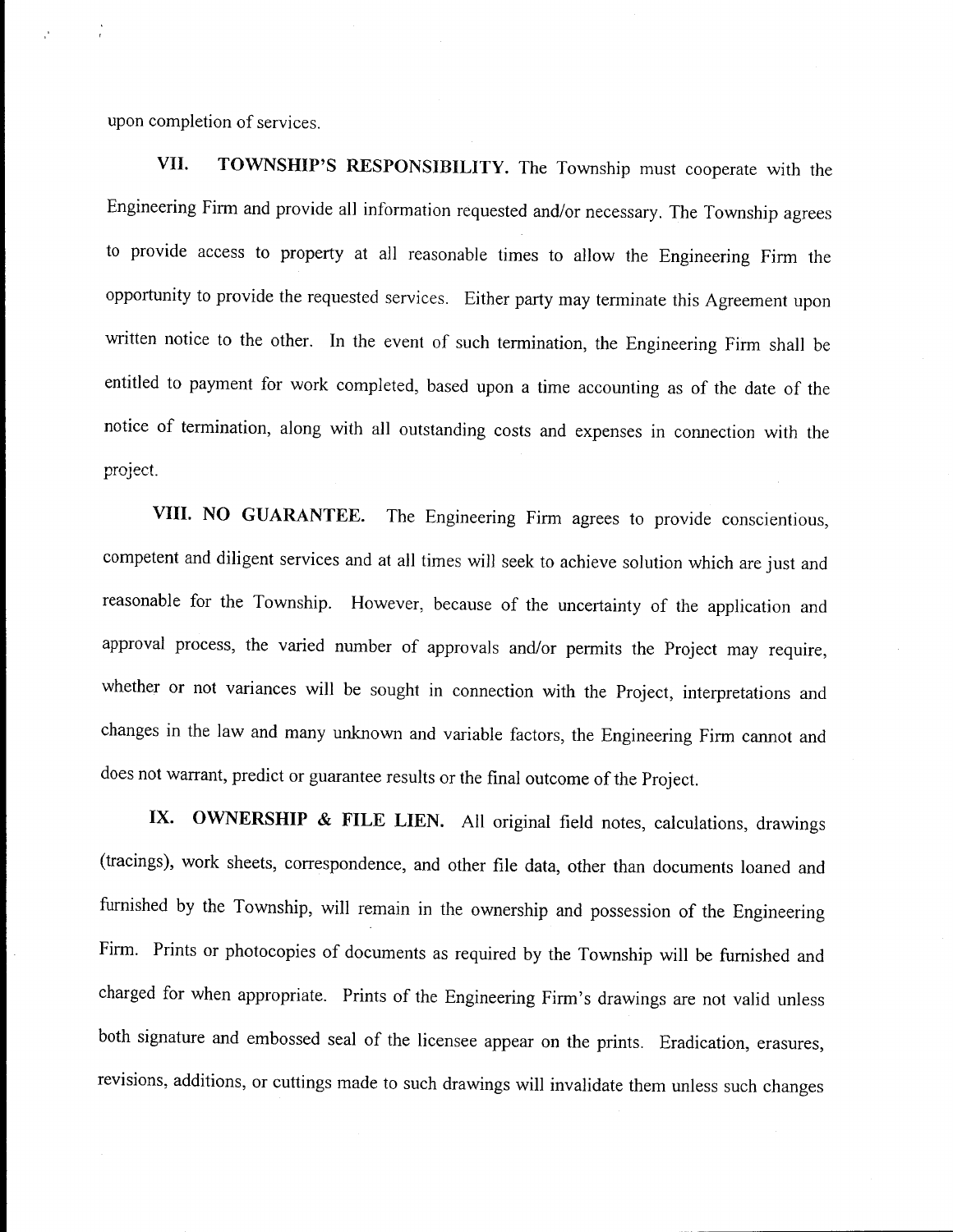upon completion of services.

**VII. TOWNSHIP'S RESPONSIBILITY.** The Township must cooperate with the Engineering Firm and provide all information requested and/or necessary. The Township agrees to provide access to property at all reasonable times to allow the Engineering Firm the opportunity to provide the requested services. Either party may terminate this Agreement upon written notice to the other. In the event of such termination, the Engineering Firm shall be entitled to payment for work completed, based upon a time accounting as of the date of the notice of termination, along with all outstanding costs and expenses in connection with the project.

**VIII. NO GUARANTEE.** The Engineering Firm agrees to provide conscientious, competent and diligent services and at all times will seek to achieve solution which are just and reasonable for the Township. However, because of the uncertainty of the application and approval process, the varied number of approvals and/or permits the Project may require, whether or not variances will be sought in connection with the Project, interpretations and changes in the law and many unknown and variable factors, the Engineering Firm cannot and does not warrant, predict or guarantee results or the final outcome of the Project.

**IX. OWNERSHIP & FILE LIEN.** All original field notes, calculations, drawings (tracings), work sheets, correspondence, and other file data, other than documents loaned and furnished by the Township, will remain in the ownership and possession of the Engineering Firm. Prints or photocopies of documents as required by the Township will be furnished and charged for when appropriate. Prints of the Engineering Firm's drawings are not valid unless both signature and embossed seal of the licensee appear on the prints. Eradication, erasures, revisions, additions, or cuttings made to such drawings will invalidate them unless such changes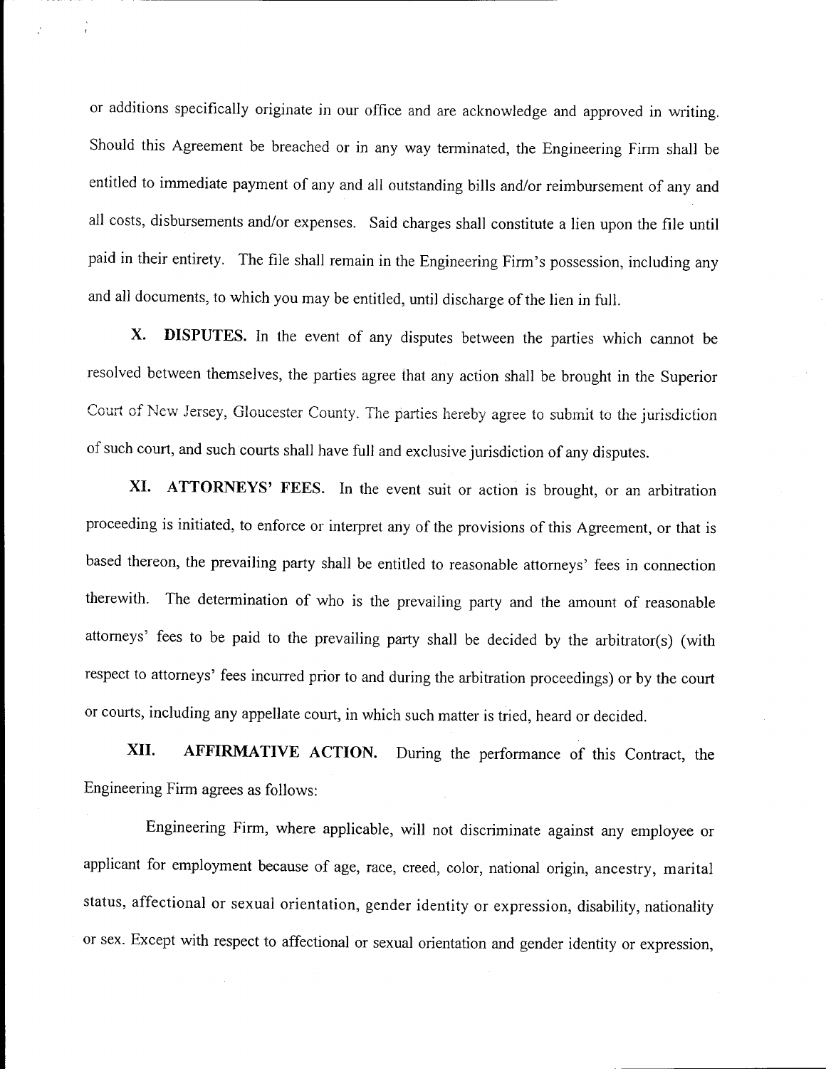or additions specifically originate in our office and are acknowledge and approved in writing. Should this Agreement be breached or in any way terminated, the Engineering Firm shall be entitled to immediate payment of any and all outstanding bills and/or reimbursement of any and all costs, disbursements and/or expenses. Said charges shall constitute a lien upon the file until paid in their entirety. The file shall remain in the Engineering Firm's possession, including any and all documents, to which you may be entitled, until discharge of the lien in full.

**X. DISPUTES.** In the event of any disputes between the parties which cannot be resolved between themselves, the parties agree that any action shall be brought in the Superior Court of New Jersey, Gloucester County. The parties hereby agree to submit to the jurisdiction of such court, and such courts shall have full and exclusive jurisdiction of any disputes.

**XI. ATTORNEYS' FEES.** In the event suit or action is brought, or an arbitration proceeding is initiated, to enforce or interpret any of the provisions of this Agreement, or that is based thereon, the prevailing party shall be entitled to reasonable attorneys' fees in connection therewith. The determination of who is the prevailing party and the amount of reasonable attorneys' fees to be paid to the prevailing party shall be decided by the arbitrator(s) (with respect to attorneys' fees incurred prior to and during the arbitration proceedings) or by the court or courts, including any appellate court, in which such matter is tried, heard or decided.

**XII. AFFIRMATIVE ACTION.** During the performance of this Contract, the Engineering Firm agrees as follows:

Engineering Firm, where applicable, will not discriminate against any employee or applicant for employment because of age, race, creed, color, national origin, ancestry, marital status, affectional or sexual orientation, gender identity or expression, disability, nationality or sex. Except with respect to affectional or sexual orientation and gender identity or expression,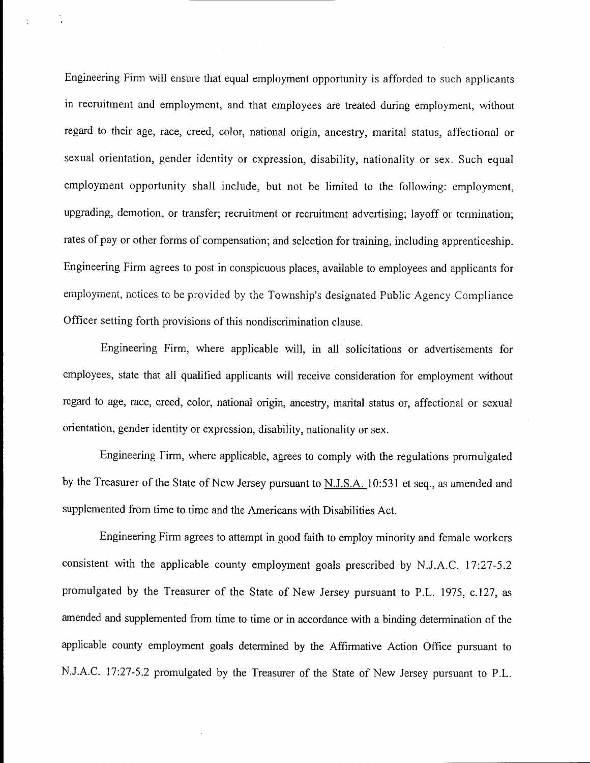Engineering Firm will ensure that equal employment opportunity is afforded to such applicants in recruitment and employment, and that employees are treated during employment, without regard to their age, race, creed, color, national origin, ancestry, marital status, affectional or sexual orientation, gender identity or expression, disability, nationality or sex. Such equal employment opportunity shall include, but not be limited to the following: employment, upgrading, demotion, or transfer; recruitment or recruitment advertising; layoff or termination; rates of pay or other forms of compensation; and selection for training, including apprenticeship. Engineering Firm agrees to post in conspicuous places, available to employees and applicants for employment, notices to be provided by the Township's designated Public Agency Compliance Officer setting forth provisions of this nondiscrimination clause.

Engineering Firm, where applicable will, in all solicitations or advertisements for employees, state that all qualified applicants will receive consideration for employment without regard to age, race, creed, color, national origin, ancestry, marital status or, affectional or sexual orientation, gender identity or expression, disability, nationality or sex.

Engineering Firm, where applicable, agrees to comply with the regulations promulgated by the Treasurer of the State of New Jersey pursuant to N.J.S.A. 10:531 et seq., as amended and supplemented from time to time and the Americans with Disabilities Act.

Engineering Firm agrees to attempt in good faith to employ minority and female workers consistent with the applicable county employment goals prescribed by N.J.A.C. 17:27-5.2 promulgated by the Treasurer of the State of New Jersey pursuant to P.L. 1975, c.127, as amended and supplemented from time to time or in accordance with a binding determination of the applicable county employment goals determined by the Affirmative Action Office pursuant to N.J.A.C. 17:27-5.2 promulgated by the Treasurer of the State of New Jersey pursuant to P.L.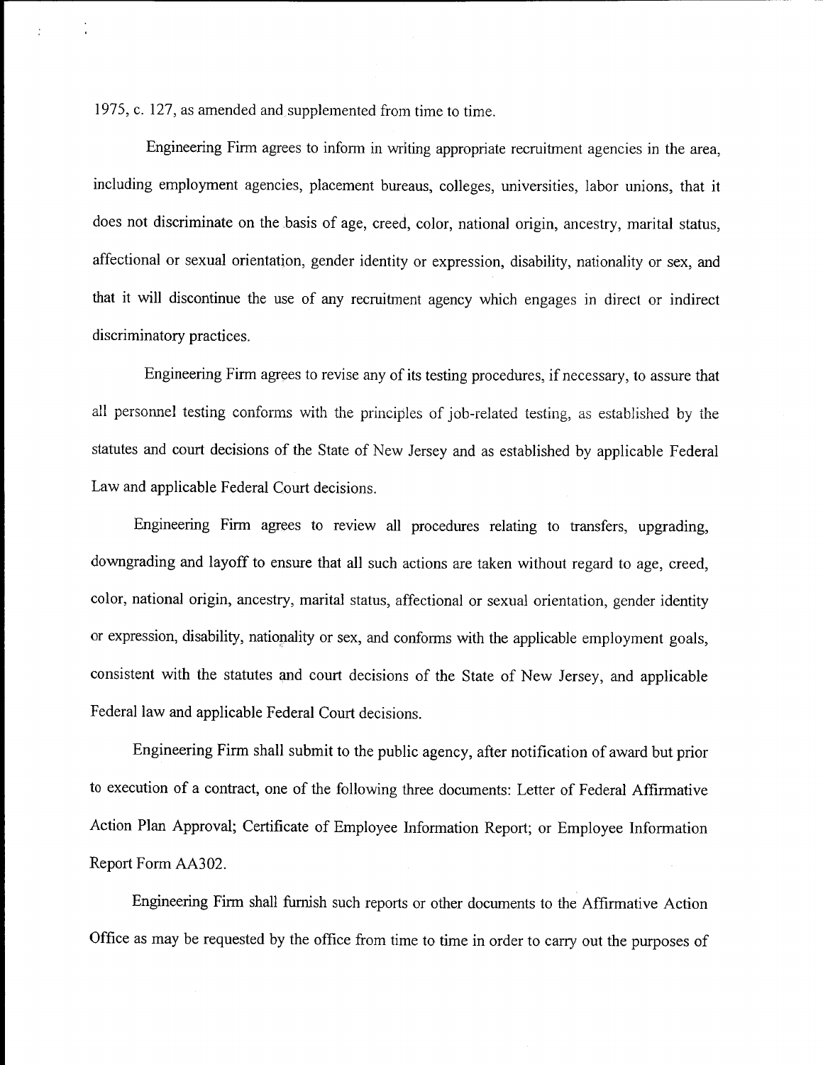1975, c. 127, as amended and supplemented from time to time.

Engineering Firm agrees to inform in writing appropriate recruitment agencies in the area, including employment agencies, placement bureaus, colleges, universities, labor unions, that it does not discriminate on the basis of age, creed, color, national origin, ancestry, marital status, affectional or sexual orientation, gender identity or expression, disability, nationality or sex, and that it will discontinue the use of any recruitment agency which engages in direct or indirect discriminatory practices.

Engineering Firm agrees to revise any of its testing procedures, if necessary, to assure that all personnel testing conforms with the principles of job-related testing, as established by the statutes and court decisions of the State of New Jersey and as established by applicable Federal Law and applicable Federal Court decisions.

Engineering Firm agrees to review all procedures relating to transfers, upgrading, downgrading and layoff to ensure that all such actions are taken without regard to age, creed, color, national origin, ancestry, marital status, affectional or sexual orientation, gender identity or expression, disability, nationality or sex, and conforms with the applicable employment goals, consistent with the statutes and court decisions of the State of New Jersey, and applicable Federal law and applicable Federal Court decisions.

Engineering Firm shall submit to the public agency, after notification of award but prior to execution of a contract, one of the following three documents: Letter of Federal Affirmative Action Plan Approval; Certificate of Employee Information Report; or Employee Information Report Form AA302.

Engineering Firm shall furnish such reports or other documents to the Affirmative Action Office as may be requested by the office from time to time in order to carry out the purposes of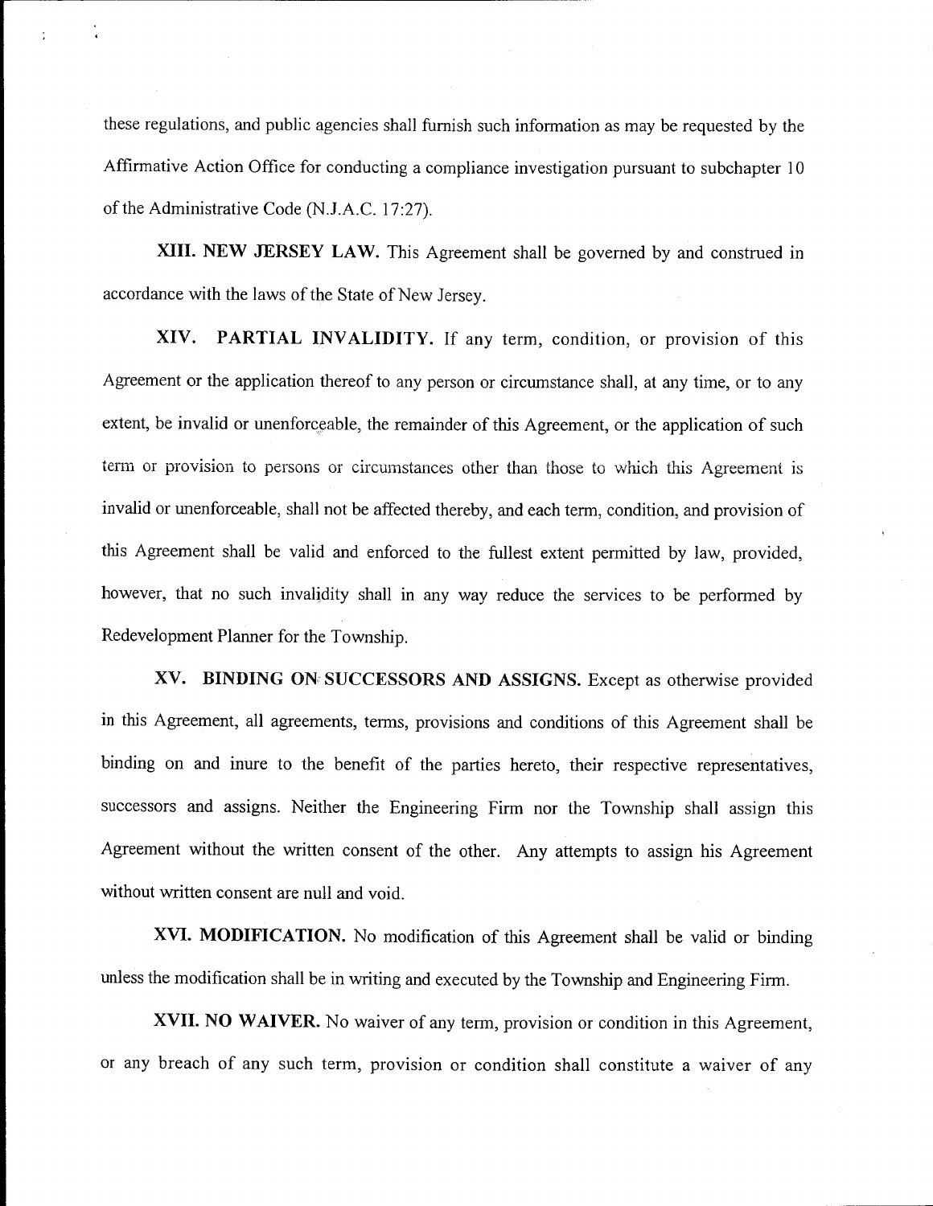these regulations, and public agencies shall furnish such information as may be requested by the Affirmative Action Office for conducting a compliance investigation pursuant to subchapter 10 of the Administrative Code (N.J.A.C. 17:27).

**XIII. NEW JERSEY LAW.** This Agreement shall be governed by and construed in accordance with the laws of the State of New Jersey.

**XIV. PARTIAL INVALIDITY.** If any term, condition, or provision of this Agreement or the application thereof to any person or circumstance shall, at any time, or to any extent, be invalid or unenforceable, the remainder of this Agreement, or the application of such term or provision to persons or circumstances other than those to which this Agreement is invalid or unenforceable, shall not be affected thereby, and each term, condition, and provision of this Agreement shall be valid and enforced to the fullest extent permitted by law, provided, however, that no such invalidity shall in any way reduce the services to be performed by Redevelopment Planner for the Township.

**XV. BINDING ON SUCCESSORS AND ASSIGNS.** Except as otherwise provided in this Agreement, all agreements, terms, provisions and conditions of this Agreement shall be binding on and inure to the benefit of the parties hereto, their respective representatives, successors and assigns. Neither the Engineering Firm nor the Township shall assign this Agreement without the written consent of the other. Any attempts to assign his Agreement without written consent are null and void.

**XVI. MODIFICATION.** No modification of this Agreement shall be valid or binding unless the modification shall be in writing and executed by the Township and Engineering Firm.

**XVII. NO WAIVER.** No waiver of any term, provision or condition in this Agreement, or any breach of any such term, provision or condition shall constitute a waiver of any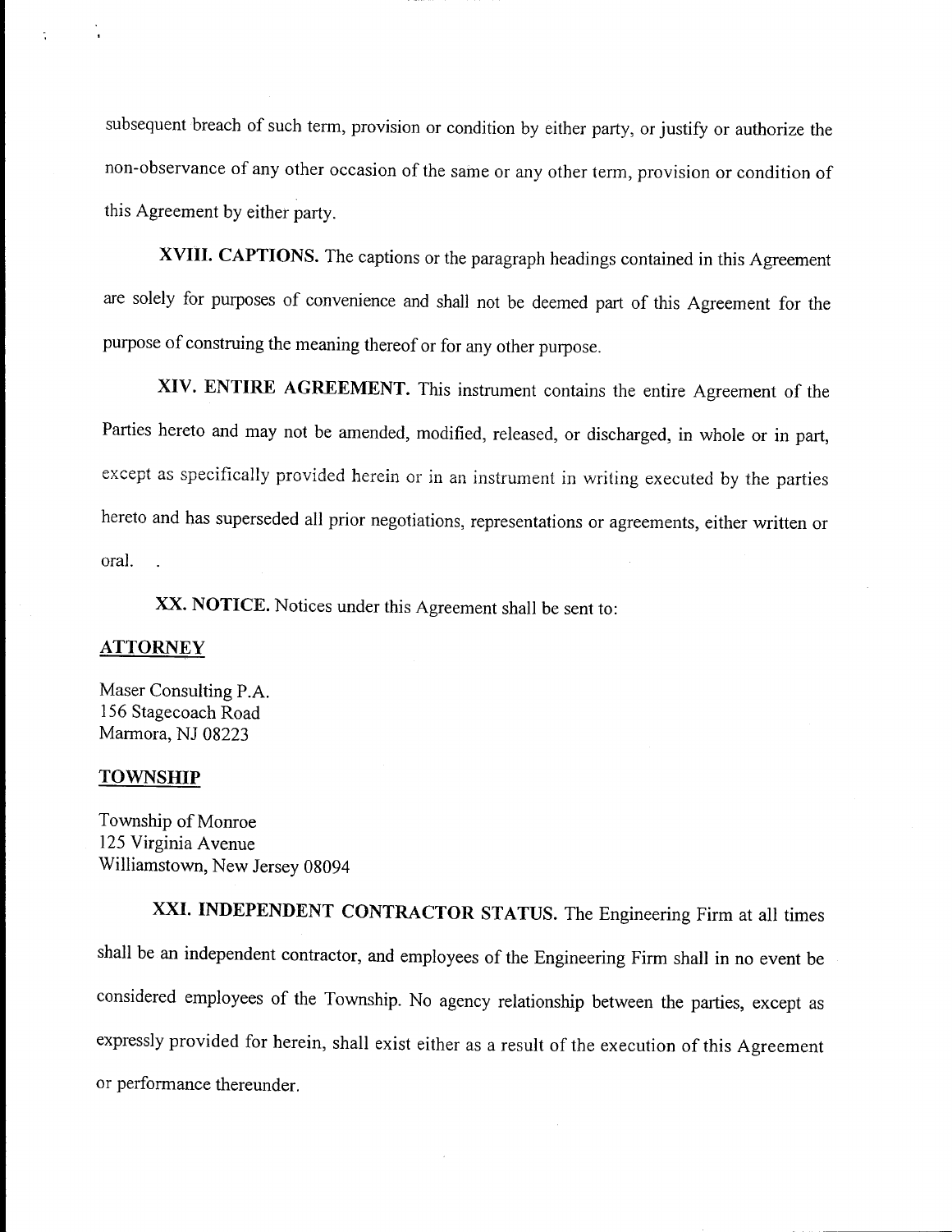subsequent breach of such term, provision or condition by either party, or justify or authorize the non-observance of any other occasion of the same or any other term, provision or condition of this Agreement by either party.

**XVIII. CAPTIONS.** The captions or the paragraph headings contained in this Agreement are solely for purposes of convenience and shall not be deemed part of this Agreement for the purpose of construing the meaning thereof or for any other purpose.

**XIV. ENTIRE AGREEMENT.** This instrument contains the entire Agreement of the Parties hereto and may not be amended, modified, released, or discharged, in whole or in part, except as specifically provided herein or in an instrument in writing executed by the parties hereto and has superseded all prior negotiations, representations or agreements, either written or oral.

**XX. NOTICE.** Notices under this Agreement shall be sent to:

**ATTORNEY**

Maser Consulting P.A.
156 Stagecoach Road
Marmora, NJ 08223

**TOWNSHIP**

Township of Monroe
125 Virginia Avenue
Williamstown, New Jersey 08094

**XXI. INDEPENDENT CONTRACTOR STATUS.** The Engineering Firm at all times shall be an independent contractor, and employees of the Engineering Firm shall in no event be considered employees of the Township. No agency relationship between the parties, except as expressly provided for herein, shall exist either as a result of the execution of this Agreement or performance thereunder.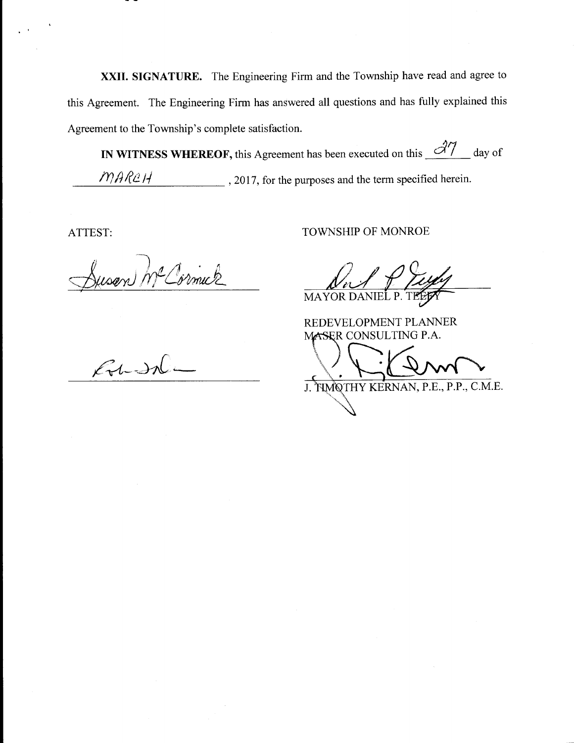**XXII. SIGNATURE.** The Engineering Firm and the Township have read and agree to this Agreement. The Engineering Firm has answered all questions and has fully explained this Agreement to the Township's complete satisfaction.

**IN WITNESS WHEREOF,** this Agreement has been executed on this 27 day of MARCH, 2017, for the purposes and the term specified herein.

ATTEST:

Susan McCormick

TOWNSHIP OF MONROE

MAYOR DANIEL P. TEEFY

REDEVELOPMENT PLANNER
MASER CONSULTING P.A.

J. TIMOTHY KERNAN, P.E., P.P., C.M.E.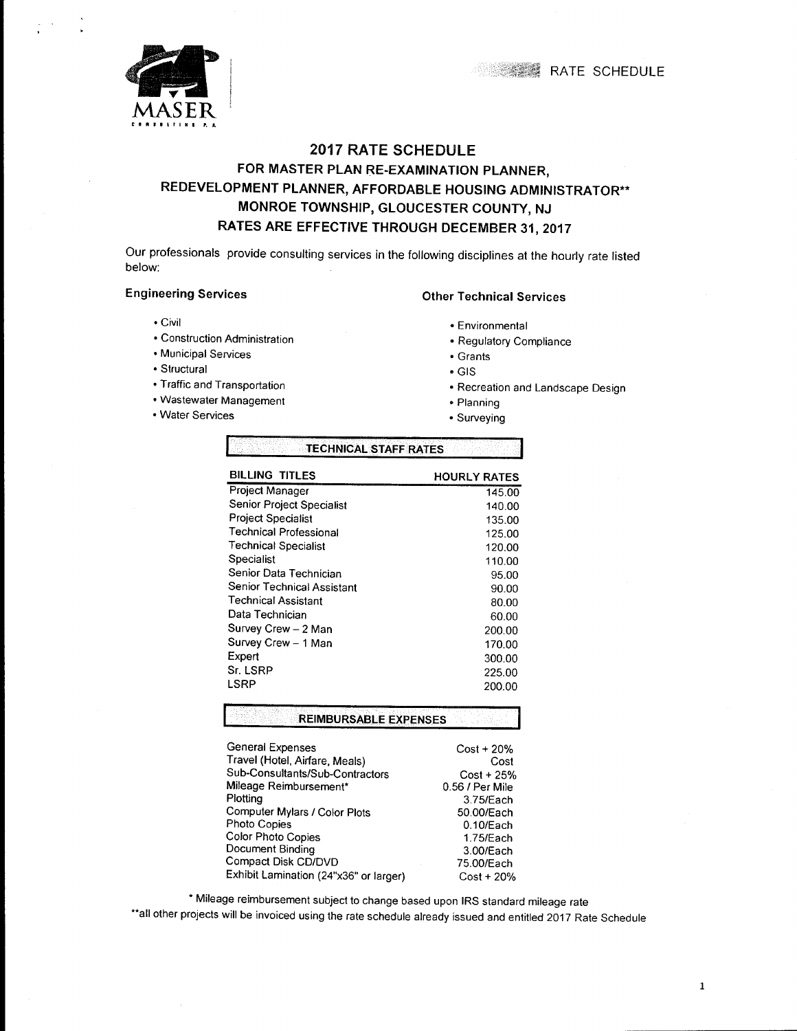MASER CONSULTING P.A.

RATE SCHEDULE

# 2017 RATE SCHEDULE

## FOR MASTER PLAN RE-EXAMINATION PLANNER, REDEVELOPMENT PLANNER, AFFORDABLE HOUSING ADMINISTRATOR** MONROE TOWNSHIP, GLOUCESTER COUNTY, NJ RATES ARE EFFECTIVE THROUGH DECEMBER 31, 2017

Our professionals provide consulting services in the following disciplines at the hourly rate listed below:

### Engineering Services

- Civil
- Construction Administration
- Municipal Services
- Structural
- Traffic and Transportation
- Wastewater Management
- Water Services

### Other Technical Services

- Environmental
- Regulatory Compliance
- Grants
- GIS
- Recreation and Landscape Design
- Planning
- Surveying

**TECHNICAL STAFF RATES**

| BILLING TITLES | HOURLY RATES |
|---|---|
| Project Manager | 145.00 |
| Senior Project Specialist | 140.00 |
| Project Specialist | 135.00 |
| Technical Professional | 125.00 |
| Technical Specialist | 120.00 |
| Specialist | 110.00 |
| Senior Data Technician | 95.00 |
| Senior Technical Assistant | 90.00 |
| Technical Assistant | 80.00 |
| Data Technician | 60.00 |
| Survey Crew – 2 Man | 200.00 |
| Survey Crew – 1 Man | 170.00 |
| Expert | 300.00 |
| Sr. LSRP | 225.00 |
| LSRP | 200.00 |

**REIMBURSABLE EXPENSES**

| | |
|---|---|
| General Expenses | Cost + 20% |
| Travel (Hotel, Airfare, Meals) | Cost |
| Sub-Consultants/Sub-Contractors | Cost + 25% |
| Mileage Reimbursement* | 0.56 / Per Mile |
| Plotting | 3.75/Each |
| Computer Mylars / Color Plots | 50.00/Each |
| Photo Copies | 0.10/Each |
| Color Photo Copies | 1.75/Each |
| Document Binding | 3.00/Each |
| Compact Disk CD/DVD | 75.00/Each |
| Exhibit Lamination (24"x36" or larger) | Cost + 20% |

* Mileage reimbursement subject to change based upon IRS standard mileage rate

**all other projects will be invoiced using the rate schedule already issued and entitled 2017 Rate Schedule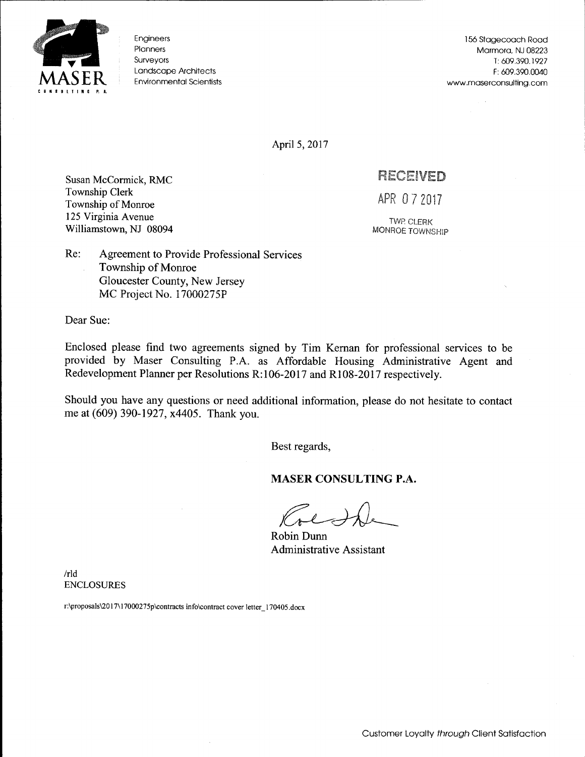MASER CONSULTING P.A.

Engineers
Planners
Surveyors
Landscape Architects
Environmental Scientists

156 Stagecoach Road
Marmora, NJ 08223
T: 609.390.1927
F: 609.390.0040
www.maserconsulting.com

April 5, 2017

RECEIVED
APR 07 2017
TWP. CLERK
MONROE TOWNSHIP

Susan McCormick, RMC
Township Clerk
Township of Monroe
125 Virginia Avenue
Williamstown, NJ 08094

Re: Agreement to Provide Professional Services
Township of Monroe
Gloucester County, New Jersey
MC Project No. 17000275P

Dear Sue:

Enclosed please find two agreements signed by Tim Kernan for professional services to be provided by Maser Consulting P.A. as Affordable Housing Administrative Agent and Redevelopment Planner per Resolutions R:106-2017 and R108-2017 respectively.

Should you have any questions or need additional information, please do not hesitate to contact me at (609) 390-1927, x4405. Thank you.

Best regards,

**MASER CONSULTING P.A.**

Robin Dunn
Administrative Assistant

/rld
ENCLOSURES

r:\proposals\2017\17000275p\contracts info\contract cover letter_170405.docx

Customer Loyalty *through* Client Satisfaction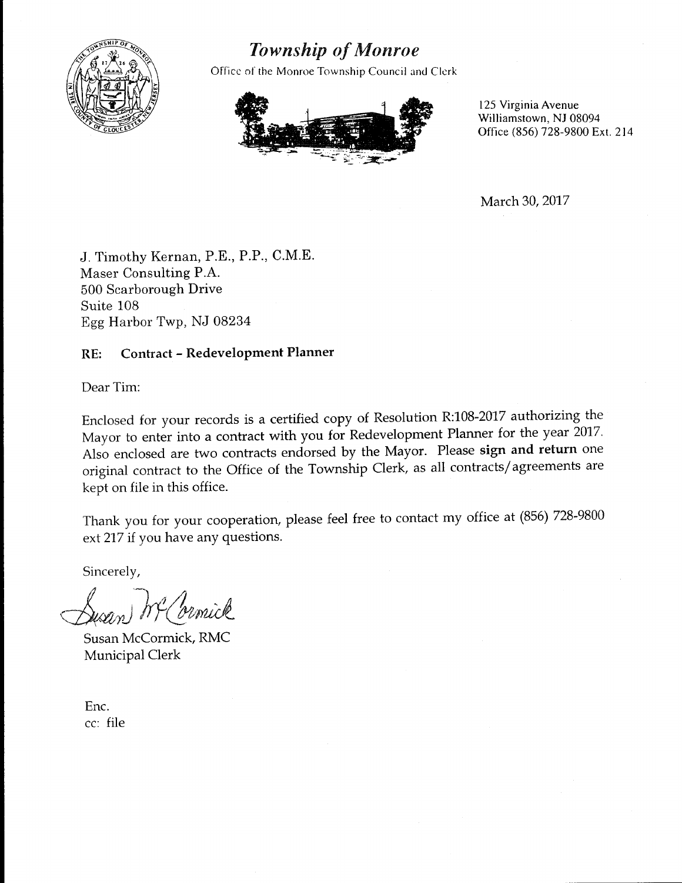# *Township of Monroe*

Office of the Monroe Township Council and Clerk

125 Virginia Avenue
Williamstown, NJ 08094
Office (856) 728-9800 Ext. 214

March 30, 2017

J. Timothy Kernan, P.E., P.P., C.M.E.
Maser Consulting P.A.
500 Scarborough Drive
Suite 108
Egg Harbor Twp, NJ 08234

**RE: Contract - Redevelopment Planner**

Dear Tim:

Enclosed for your records is a certified copy of Resolution R:108-2017 authorizing the Mayor to enter into a contract with you for Redevelopment Planner for the year 2017. Also enclosed are two contracts endorsed by the Mayor. Please **sign and return** one original contract to the Office of the Township Clerk, as all contracts/agreements are kept on file in this office.

Thank you for your cooperation, please feel free to contact my office at (856) 728-9800 ext 217 if you have any questions.

Sincerely,

*Susan McCormick*

Susan McCormick, RMC
Municipal Clerk

Enc.
cc: file